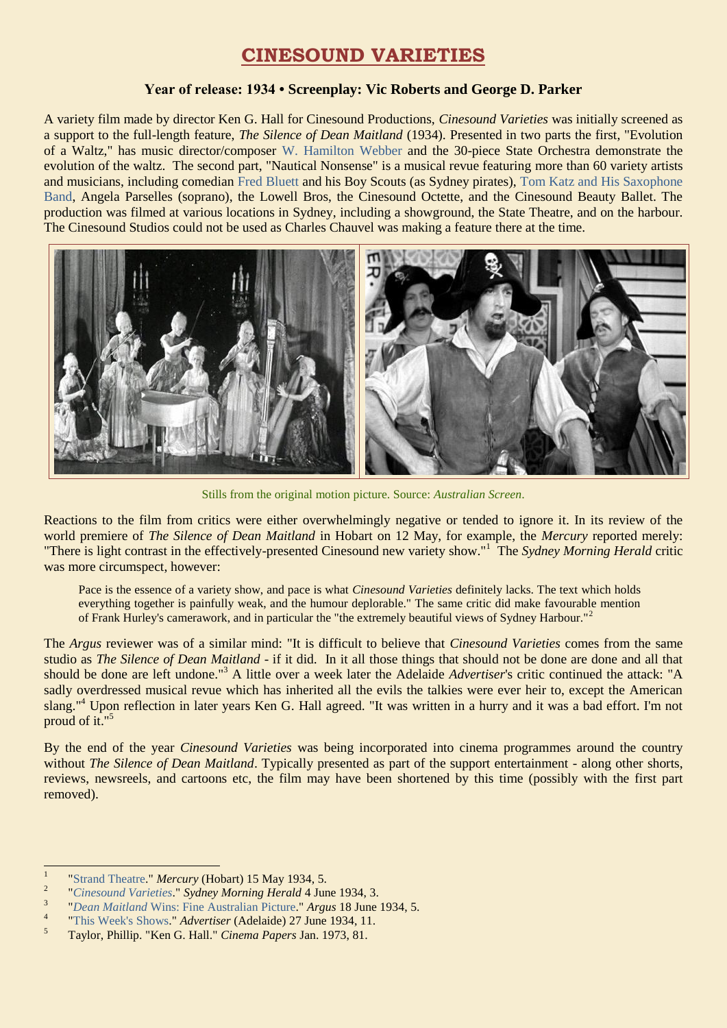# CINESOUND VARIETIES

**Year of release: 1934 • Screenplay: Vic Roberts and George D. Parker**

A variety film made by director Ken G. Hall for Cinesound Productions, *Cinesound Varieties* was initially screened as a support to the full-length feature, *The Silence of Dean Maitland* (1934). Presented in two parts the first, "Evolution of a Waltz," has music director/composer W. Hamilton Webber and the 30-piece State Orchestra demonstrate the evolution of the waltz. The second part, "Nautical Nonsense" is a musical revue featuring more than 60 variety artists and musicians, including comedian Fred Bluett and his Boy Scouts (as Sydney pirates), Tom Katz and His Saxophone Band, Angela Parselles (soprano), the Lowell Bros, the Cinesound Octette, and the Cinesound Beauty Ballet. The production was filmed at various locations in Sydney, including a showground, the State Theatre, and on the harbour. The Cinesound Studios could not be used as Charles Chauvel was making a feature there at the time.

Stills from the original motion picture. Source: *Australian Screen*.

Reactions to the film from critics were either overwhelmingly negative or tended to ignore it. In its review of the world premiere of *The Silence of Dean Maitland* in Hobart on 12 May, for example, the *Mercury* reported merely: "There is light contrast in the effectively-presented Cinesound new variety show."[1] The *Sydney Morning Herald* critic was more circumspect, however:

> Pace is the essence of a variety show, and pace is what *Cinesound Varieties* definitely lacks. The text which holds everything together is painfully weak, and the humour deplorable." The same critic did make favourable mention of Frank Hurley's camerawork, and in particular the "the extremely beautiful views of Sydney Harbour."[2]

The *Argus* reviewer was of a similar mind: "It is difficult to believe that *Cinesound Varieties* comes from the same studio as *The Silence of Dean Maitland* - if it did. In it all those things that should not be done are done and all that should be done are left undone."[3] A little over a week later the Adelaide *Advertiser*'s critic continued the attack: "A sadly overdressed musical revue which has inherited all the evils the talkies were ever heir to, except the American slang."[4] Upon reflection in later years Ken G. Hall agreed. "It was written in a hurry and it was a bad effort. I'm not proud of it."[5]

By the end of the year *Cinesound Varieties* was being incorporated into cinema programmes around the country without *The Silence of Dean Maitland*. Typically presented as part of the support entertainment - along other shorts, reviews, newsreels, and cartoons etc, the film may have been shortened by this time (possibly with the first part removed).

---

1. "Strand Theatre." *Mercury* (Hobart) 15 May 1934, 5.
2. "*Cinesound Varieties*." *Sydney Morning Herald* 4 June 1934, 3.
3. "*Dean Maitland* Wins: Fine Australian Picture." *Argus* 18 June 1934, 5.
4. "This Week's Shows." *Advertiser* (Adelaide) 27 June 1934, 11.
5. Taylor, Phillip. "Ken G. Hall." *Cinema Papers* Jan. 1973, 81.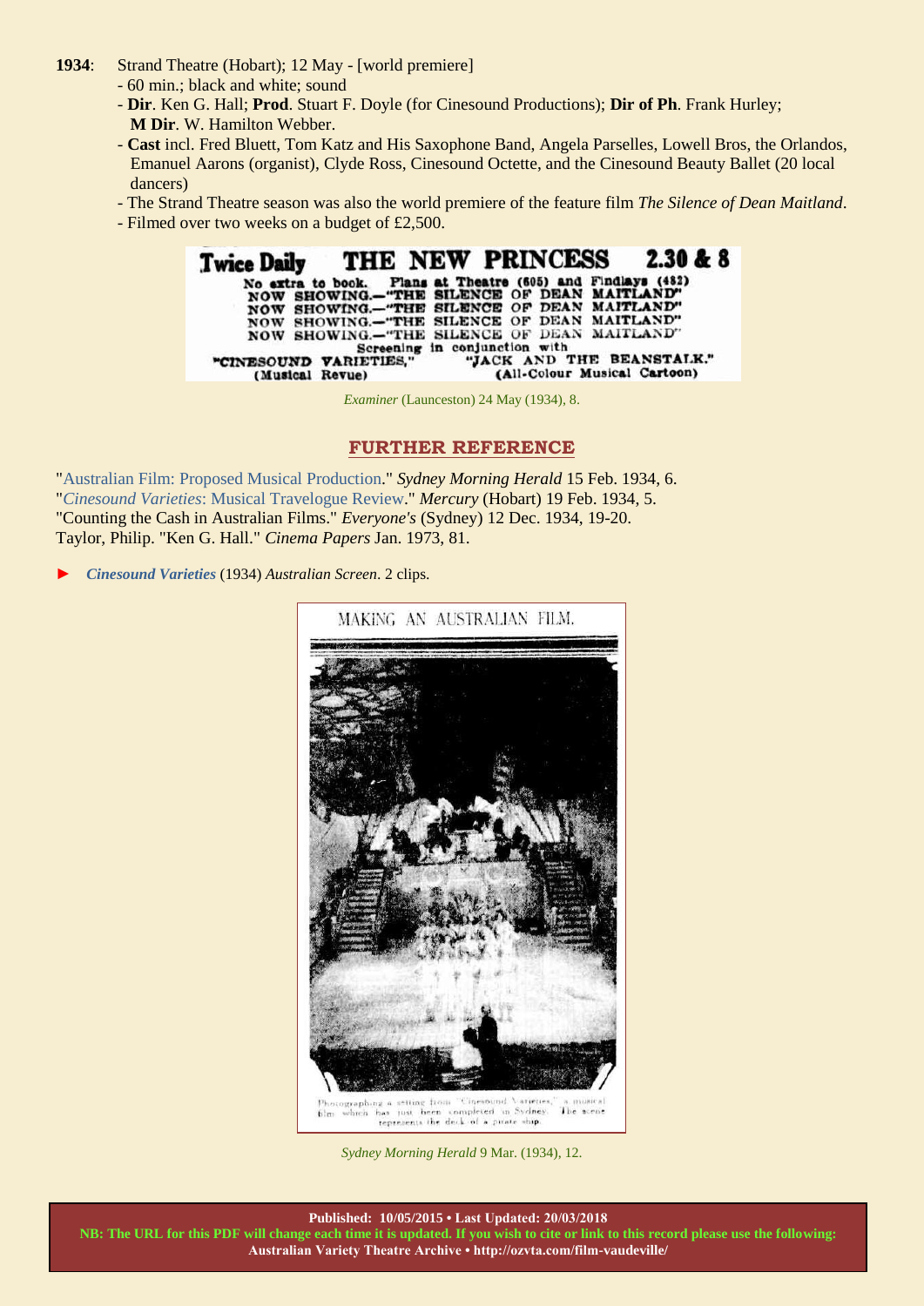**1934**: Strand Theatre (Hobart); 12 May - [world premiere]

- 60 min.; black and white; sound
- **Dir**. Ken G. Hall; **Prod**. Stuart F. Doyle (for Cinesound Productions); **Dir of Ph**. Frank Hurley; **M Dir**. W. Hamilton Webber.
- **Cast** incl. Fred Bluett, Tom Katz and His Saxophone Band, Angela Parselles, Lowell Bros, the Orlandos, Emanuel Aarons (organist), Clyde Ross, Cinesound Octette, and the Cinesound Beauty Ballet (20 local dancers)
- The Strand Theatre season was also the world premiere of the feature film *The Silence of Dean Maitland*.
- Filmed over two weeks on a budget of £2,500.

Twice Daily THE NEW PRINCESS 2.30 & 8
No extra to book. Plans at Theatre (605) and Findlays (482)
NOW SHOWING.—"THE SILENCE OF DEAN MAITLAND"
NOW SHOWING.—"THE SILENCE OF DEAN MAITLAND"
NOW SHOWING.—"THE SILENCE OF DEAN MAITLAND"
NOW SHOWING.—"THE SILENCE OF DEAN MAITLAND"
Screening in conjunction with
"CINESOUND VARIETIES," (Musical Revue) "JACK AND THE BEANSTALK." (All-Colour Musical Cartoon)

*Examiner* (Launceston) 24 May (1934), 8.

## FURTHER REFERENCE

"Australian Film: Proposed Musical Production." *Sydney Morning Herald* 15 Feb. 1934, 6.
"*Cinesound Varieties*: Musical Travelogue Review." *Mercury* (Hobart) 19 Feb. 1934, 5.
"Counting the Cash in Australian Films." *Everyone's* (Sydney) 12 Dec. 1934, 19-20.
Taylor, Philip. "Ken G. Hall." *Cinema Papers* Jan. 1973, 81.

► ***Cinesound Varieties*** (1934) *Australian Screen*. 2 clips.

MAKING AN AUSTRALIAN FILM.

Photographing a setting from "Cinesound Varieties," a musical film which has just been completed in Sydney. The scene represents the deck of a pirate ship.

*Sydney Morning Herald* 9 Mar. (1934), 12.

**Published: 10/05/2015 • Last Updated: 20/03/2018**
**NB: The URL for this PDF will change each time it is updated. If you wish to cite or link to this record please use the following:**
**Australian Variety Theatre Archive • http://ozvta.com/film-vaudeville/**